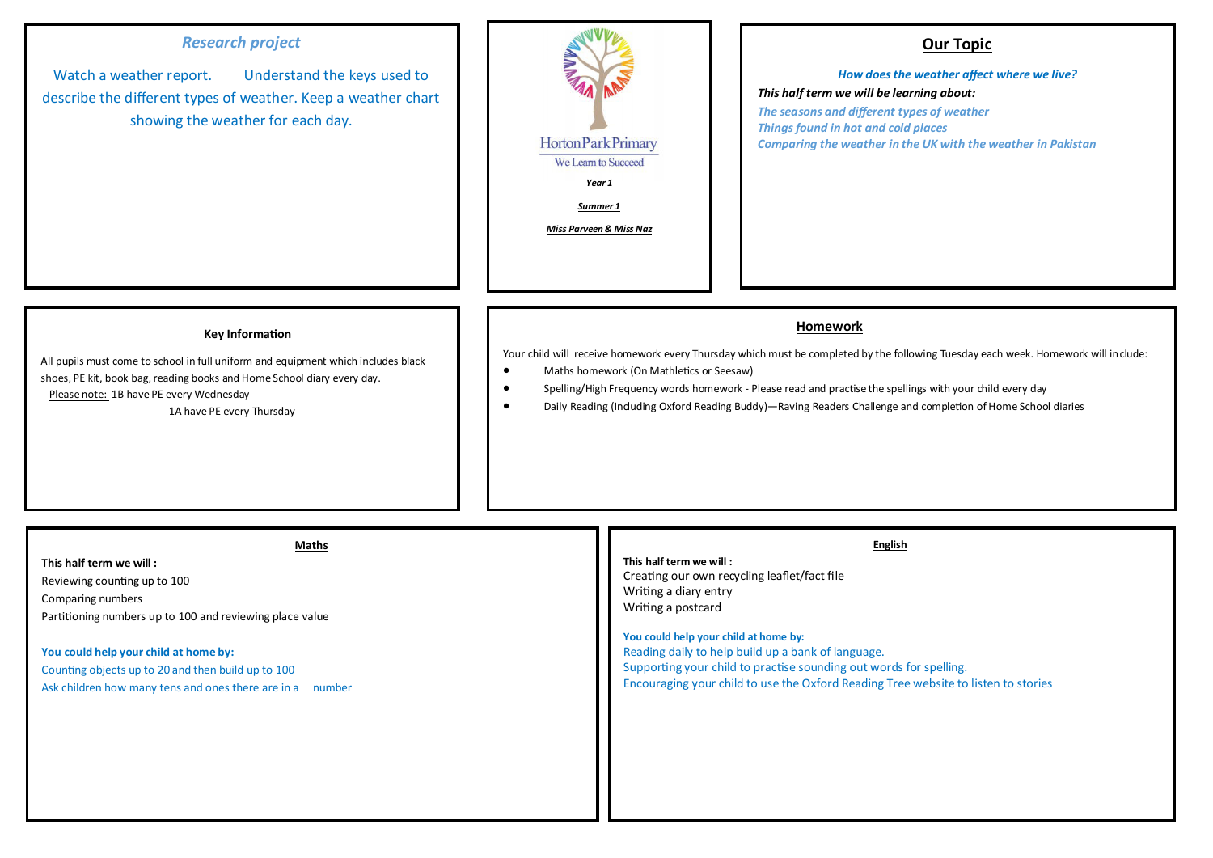Horton Park Primary

We Learn to Succeed

***Year 1***

***Summer 1***

***Miss Parveen & Miss Naz***

## *Research project*

Watch a weather report. Understand the keys used to describe the different types of weather. Keep a weather chart showing the weather for each day.

## Our Topic

***How does the weather affect where we live?***

***This half term we will be learning about:***

*The seasons and different types of weather*
*Things found in hot and cold places*
*Comparing the weather in the UK with the weather in Pakistan*

## Key Information

All pupils must come to school in full uniform and equipment which includes black shoes, PE kit, book bag, reading books and Home School diary every day.

Please note: 1B have PE every Wednesday
1A have PE every Thursday

## Homework

Your child will receive homework every Thursday which must be completed by the following Tuesday each week. Homework will include:

- Maths homework (On Mathletics or Seesaw)
- Spelling/High Frequency words homework - Please read and practise the spellings with your child every day
- Daily Reading (Including Oxford Reading Buddy)—Raving Readers Challenge and completion of Home School diaries

## Maths

**This half term we will :**

Reviewing counting up to 100
Comparing numbers
Partitioning numbers up to 100 and reviewing place value

**You could help your child at home by:**

Counting objects up to 20 and then build up to 100
Ask children how many tens and ones there are in a number

## English

**This half term we will :**

Creating our own recycling leaflet/fact file
Writing a diary entry
Writing a postcard

**You could help your child at home by:**

Reading daily to help build up a bank of language.
Supporting your child to practise sounding out words for spelling.
Encouraging your child to use the Oxford Reading Tree website to listen to stories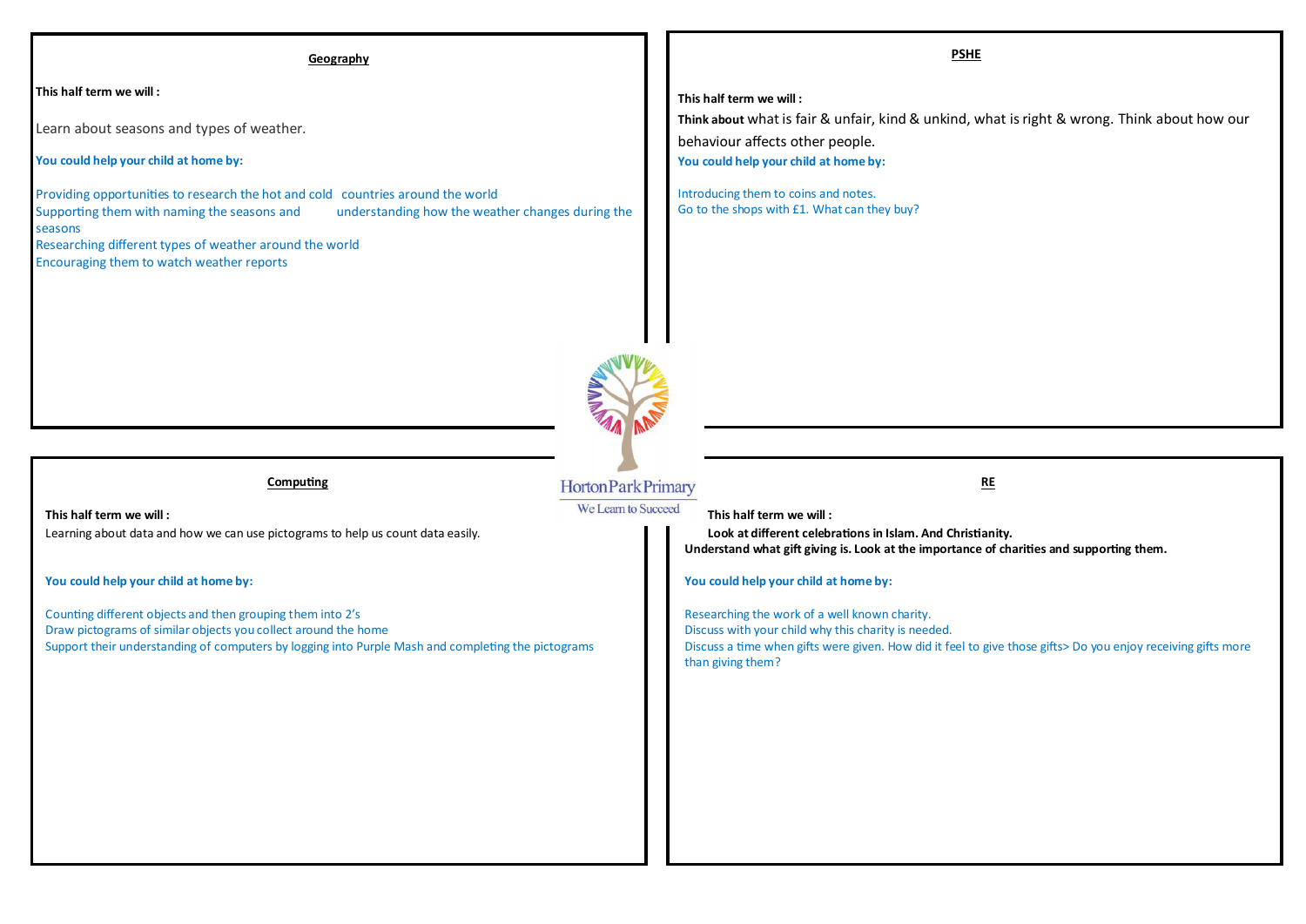## Geography

**This half term we will :**

Learn about seasons and types of weather.

**You could help your child at home by:**

Providing opportunities to research the hot and cold countries around the world
Supporting them with naming the seasons and understanding how the weather changes during the seasons
Researching different types of weather around the world
Encouraging them to watch weather reports

## PSHE

**This half term we will :**

**Think about** what is fair & unfair, kind & unkind, what is right & wrong. Think about how our behaviour affects other people.

**You could help your child at home by:**

Introducing them to coins and notes.
Go to the shops with £1. What can they buy?

Horton Park Primary
We Learn to Succeed

## Computing

**This half term we will :**

Learning about data and how we can use pictograms to help us count data easily.

**You could help your child at home by:**

Counting different objects and then grouping them into 2's
Draw pictograms of similar objects you collect around the home
Support their understanding of computers by logging into Purple Mash and completing the pictograms

## RE

**This half term we will :**

**Look at different celebrations in Islam. And Christianity.**
**Understand what gift giving is. Look at the importance of charities and supporting them.**

**You could help your child at home by:**

Researching the work of a well known charity.
Discuss with your child why this charity is needed.
Discuss a time when gifts were given. How did it feel to give those gifts> Do you enjoy receiving gifts more than giving them?